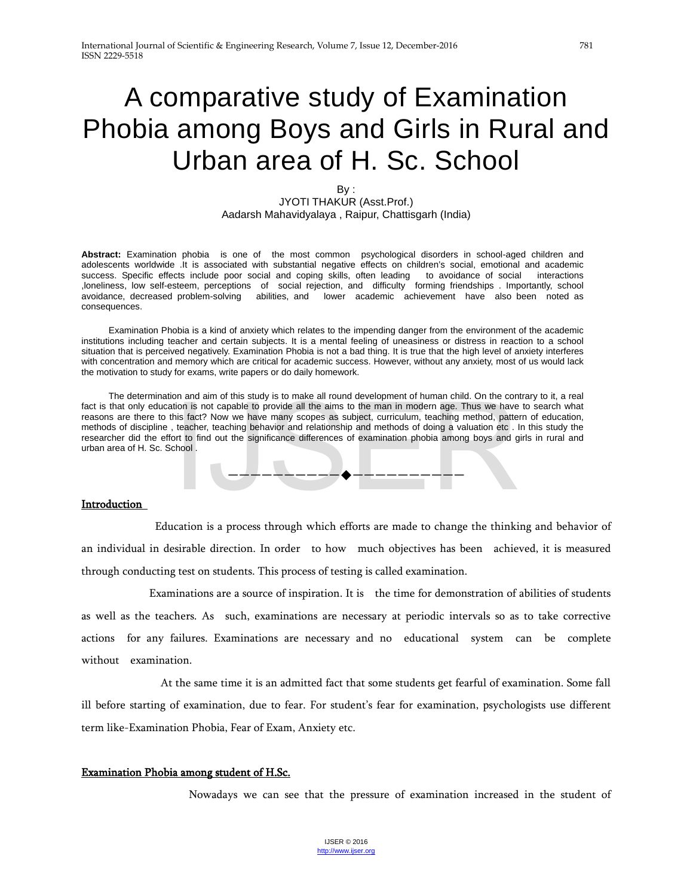# A comparative study of Examination Phobia among Boys and Girls in Rural and Urban area of H. Sc. School

By :
JYOTI THAKUR (Asst.Prof.)
Aadarsh Mahavidyalaya , Raipur, Chattisgarh (India)

**Abstract:** Examination phobia is one of the most common psychological disorders in school-aged children and adolescents worldwide .It is associated with substantial negative effects on children's social, emotional and academic success. Specific effects include poor social and coping skills, often leading to avoidance of social interactions ,loneliness, low self-esteem, perceptions of social rejection, and difficulty forming friendships . Importantly, school avoidance, decreased problem-solving abilities, and lower academic achievement have also been noted as consequences.

Examination Phobia is a kind of anxiety which relates to the impending danger from the environment of the academic institutions including teacher and certain subjects. It is a mental feeling of uneasiness or distress in reaction to a school situation that is perceived negatively. Examination Phobia is not a bad thing. It is true that the high level of anxiety interferes with concentration and memory which are critical for academic success. However, without any anxiety, most of us would lack the motivation to study for exams, write papers or do daily homework.

The determination and aim of this study is to make all round development of human child. On the contrary to it, a real fact is that only education is not capable to provide all the aims to the man in modern age. Thus we have to search what reasons are there to this fact? Now we have many scopes as subject, curriculum, teaching method, pattern of education, methods of discipline , teacher, teaching behavior and relationship and methods of doing a valuation etc . In this study the researcher did the effort to find out the significance differences of examination phobia among boys and girls in rural and urban area of H. Sc. School .

——————————◆——————————

## Introduction

Education is a process through which efforts are made to change the thinking and behavior of an individual in desirable direction. In order to how much objectives has been achieved, it is measured through conducting test on students. This process of testing is called examination.

Examinations are a source of inspiration. It is the time for demonstration of abilities of students as well as the teachers. As such, examinations are necessary at periodic intervals so as to take corrective actions for any failures. Examinations are necessary and no educational system can be complete without examination.

At the same time it is an admitted fact that some students get fearful of examination. Some fall ill before starting of examination, due to fear. For student's fear for examination, psychologists use different term like-Examination Phobia, Fear of Exam, Anxiety etc.

## Examination Phobia among student of H.Sc.

Nowadays we can see that the pressure of examination increased in the student of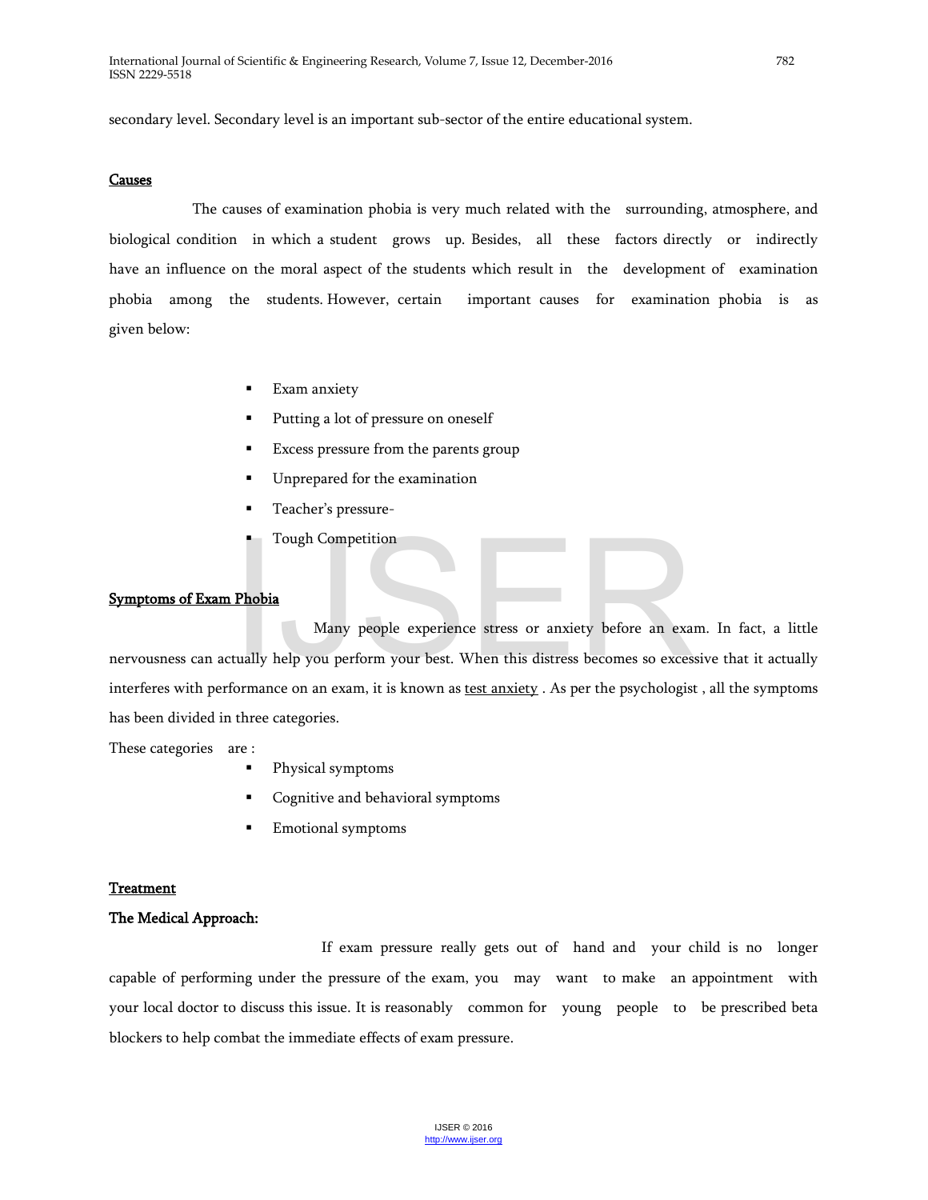secondary level. Secondary level is an important sub-sector of the entire educational system.

## Causes

The causes of examination phobia is very much related with the surrounding, atmosphere, and biological condition in which a student grows up. Besides, all these factors directly or indirectly have an influence on the moral aspect of the students which result in the development of examination phobia among the students. However, certain important causes for examination phobia is as given below:

- Exam anxiety
- Putting a lot of pressure on oneself
- Excess pressure from the parents group
- Unprepared for the examination
- Teacher's pressure-
- Tough Competition

## Symptoms of Exam Phobia

Many people experience stress or anxiety before an exam. In fact, a little nervousness can actually help you perform your best. When this distress becomes so excessive that it actually interferes with performance on an exam, it is known as test anxiety . As per the psychologist , all the symptoms has been divided in three categories.

These categories are :

- Physical symptoms
- Cognitive and behavioral symptoms
- Emotional symptoms

## Treatment

### The Medical Approach:

If exam pressure really gets out of hand and your child is no longer capable of performing under the pressure of the exam, you may want to make an appointment with your local doctor to discuss this issue. It is reasonably common for young people to be prescribed beta blockers to help combat the immediate effects of exam pressure.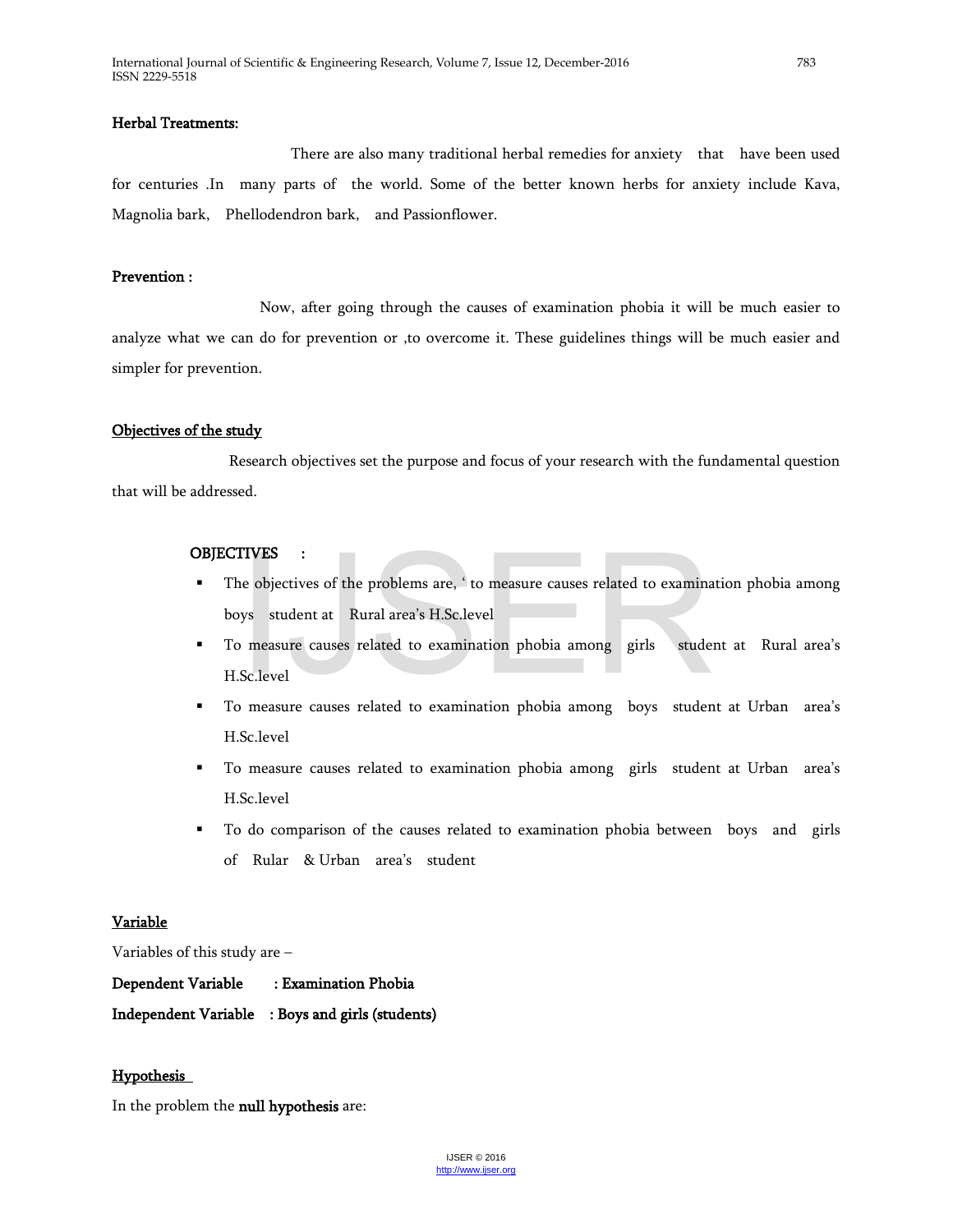**Herbal Treatments:**

There are also many traditional herbal remedies for anxiety that have been used for centuries .In many parts of the world. Some of the better known herbs for anxiety include Kava, Magnolia bark, Phellodendron bark, and Passionflower.

**Prevention :**

Now, after going through the causes of examination phobia it will be much easier to analyze what we can do for prevention or ,to overcome it. These guidelines things will be much easier and simpler for prevention.

**Objectives of the study**

Research objectives set the purpose and focus of your research with the fundamental question that will be addressed.

**OBJECTIVES :**

- The objectives of the problems are, ‘ to measure causes related to examination phobia among boys student at Rural area's H.Sc.level
- To measure causes related to examination phobia among girls student at Rural area's H.Sc.level
- To measure causes related to examination phobia among boys student at Urban area's H.Sc.level
- To measure causes related to examination phobia among girls student at Urban area's H.Sc.level
- To do comparison of the causes related to examination phobia between boys and girls of Rular & Urban area's student

**Variable**

Variables of this study are –

**Dependent Variable : Examination Phobia**

**Independent Variable : Boys and girls (students)**

**Hypothesis**

In the problem the **null hypothesis** are: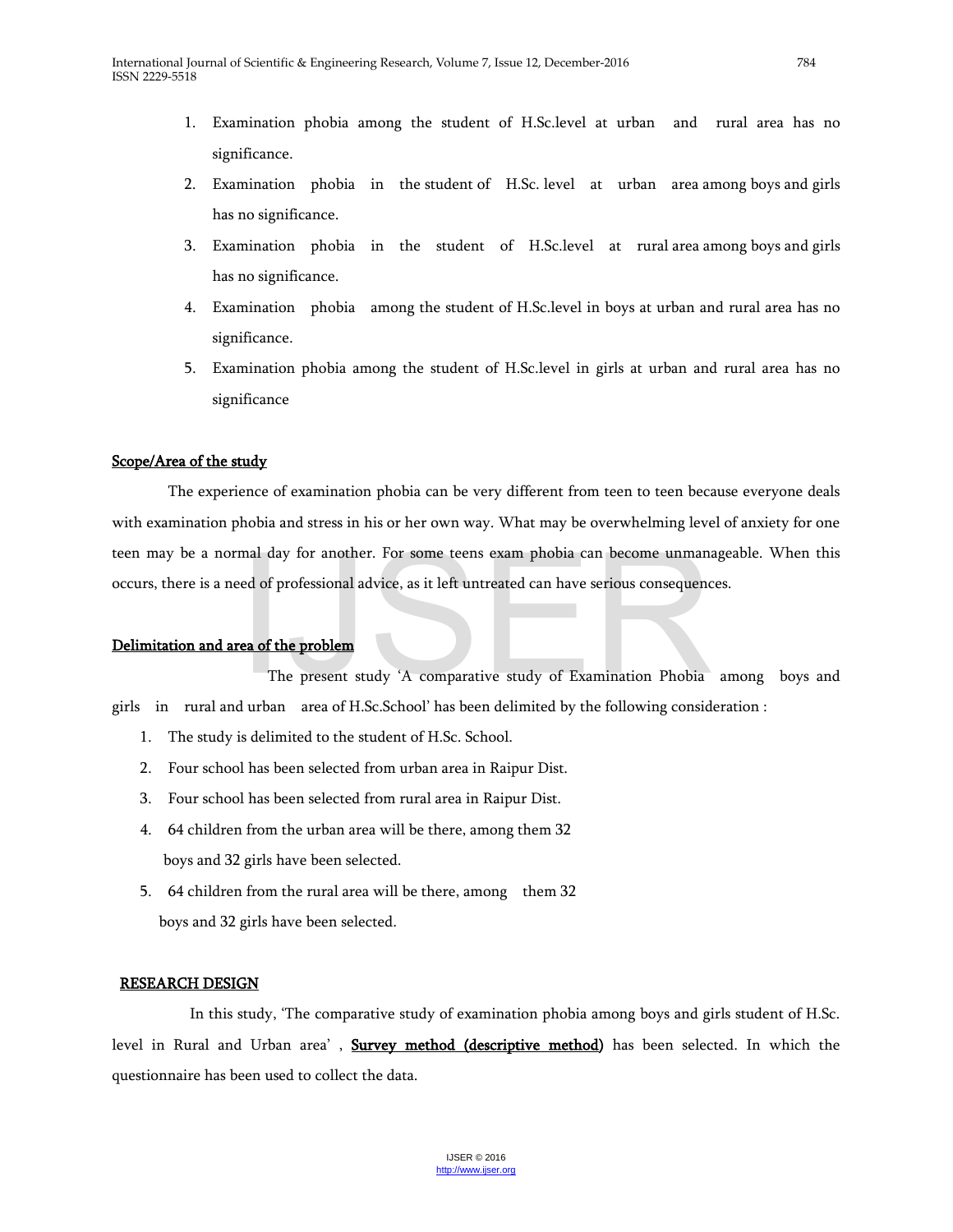1. Examination phobia among the student of H.Sc.level at urban and rural area has no significance.
2. Examination phobia in the student of H.Sc. level at urban area among boys and girls has no significance.
3. Examination phobia in the student of H.Sc.level at rural area among boys and girls has no significance.
4. Examination phobia among the student of H.Sc.level in boys at urban and rural area has no significance.
5. Examination phobia among the student of H.Sc.level in girls at urban and rural area has no significance

## Scope/Area of the study

The experience of examination phobia can be very different from teen to teen because everyone deals with examination phobia and stress in his or her own way. What may be overwhelming level of anxiety for one teen may be a normal day for another. For some teens exam phobia can become unmanageable. When this occurs, there is a need of professional advice, as it left untreated can have serious consequences.

## Delimitation and area of the problem

The present study 'A comparative study of Examination Phobia among boys and girls in rural and urban area of H.Sc.School' has been delimited by the following consideration :

1. The study is delimited to the student of H.Sc. School.
2. Four school has been selected from urban area in Raipur Dist.
3. Four school has been selected from rural area in Raipur Dist.
4. 64 children from the urban area will be there, among them 32 boys and 32 girls have been selected.
5. 64 children from the rural area will be there, among them 32 boys and 32 girls have been selected.

## RESEARCH DESIGN

In this study, 'The comparative study of examination phobia among boys and girls student of H.Sc. level in Rural and Urban area' , **Survey method (descriptive method)** has been selected. In which the questionnaire has been used to collect the data.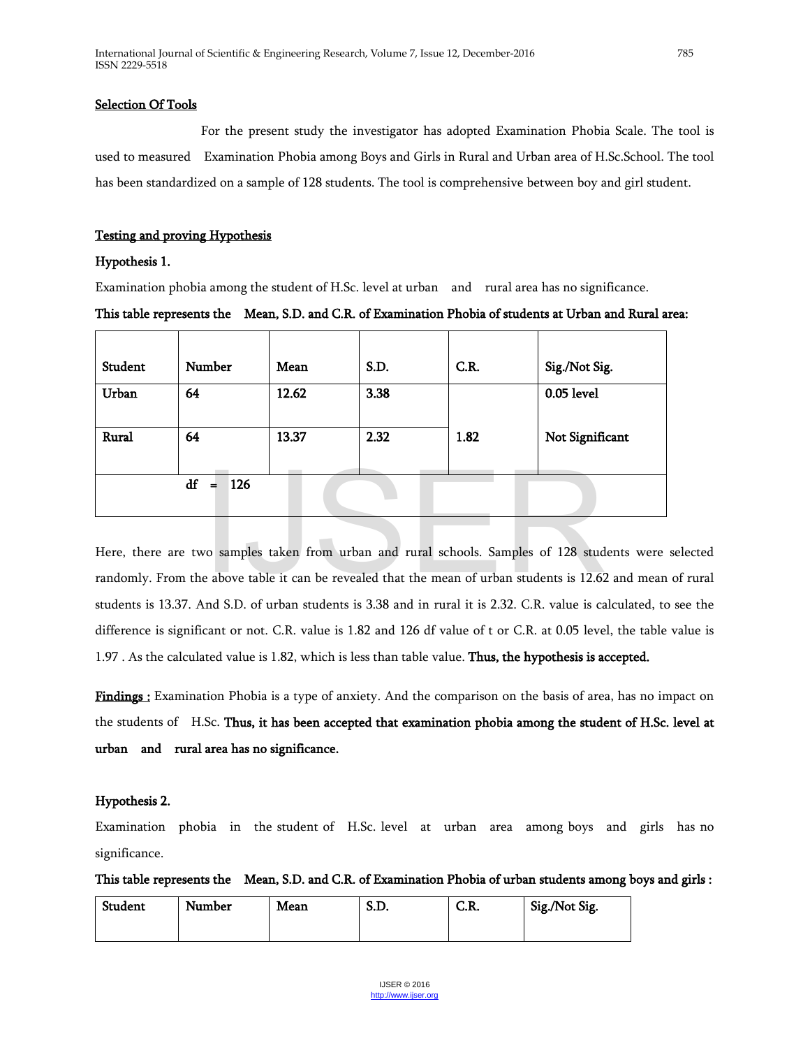**Selection Of Tools**

For the present study the investigator has adopted Examination Phobia Scale. The tool is used to measured Examination Phobia among Boys and Girls in Rural and Urban area of H.Sc.School. The tool has been standardized on a sample of 128 students. The tool is comprehensive between boy and girl student.

**Testing and proving Hypothesis**

**Hypothesis 1.**

Examination phobia among the student of H.Sc. level at urban and rural area has no significance.

**This table represents the Mean, S.D. and C.R. of Examination Phobia of students at Urban and Rural area:**

| Student | Number | Mean | S.D. | C.R. | Sig./Not Sig. |
|---|---|---|---|---|---|
| Urban | 64 | 12.62 | 3.38 | | 0.05 level |
| Rural | 64 | 13.37 | 2.32 | 1.82 | Not Significant |
| | df = 126 | | | | |

Here, there are two samples taken from urban and rural schools. Samples of 128 students were selected randomly. From the above table it can be revealed that the mean of urban students is 12.62 and mean of rural students is 13.37. And S.D. of urban students is 3.38 and in rural it is 2.32. C.R. value is calculated, to see the difference is significant or not. C.R. value is 1.82 and 126 df value of t or C.R. at 0.05 level, the table value is 1.97 . As the calculated value is 1.82, which is less than table value. **Thus, the hypothesis is accepted.**

**Findings :** Examination Phobia is a type of anxiety. And the comparison on the basis of area, has no impact on the students of H.Sc. **Thus, it has been accepted that examination phobia among the student of H.Sc. level at urban and rural area has no significance.**

**Hypothesis 2.**

Examination phobia in the student of H.Sc. level at urban area among boys and girls has no significance.

**This table represents the Mean, S.D. and C.R. of Examination Phobia of urban students among boys and girls :**

| Student | Number | Mean | S.D. | C.R. | Sig./Not Sig. |
|---|---|---|---|---|---|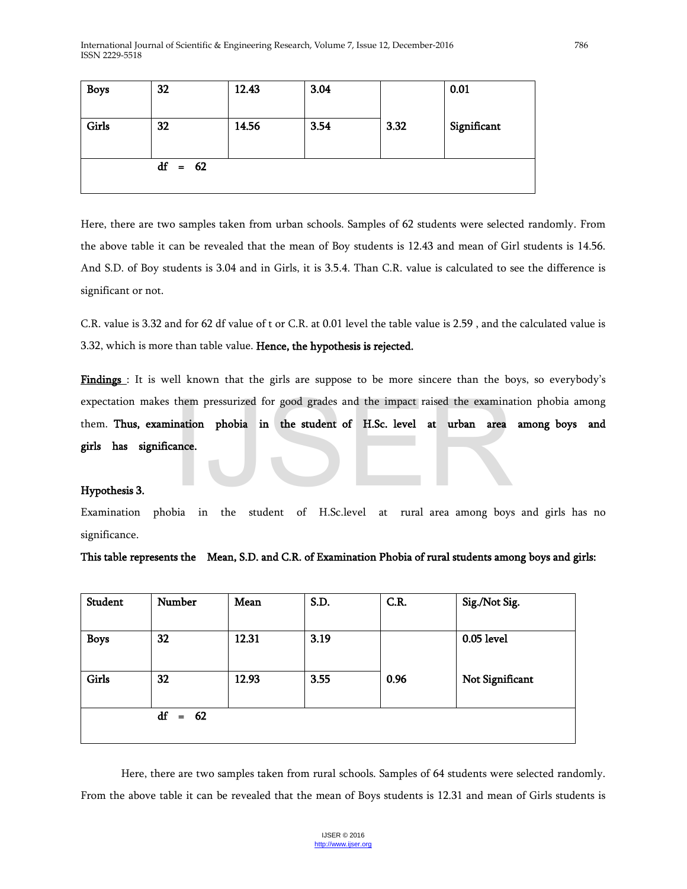| Boys | 32 | 12.43 | 3.04 | | 0.01 |
|---|---|---|---|---|---|
| Girls | 32 | 14.56 | 3.54 | 3.32 | Significant |
| | df = 62 | | | | |

Here, there are two samples taken from urban schools. Samples of 62 students were selected randomly. From the above table it can be revealed that the mean of Boy students is 12.43 and mean of Girl students is 14.56. And S.D. of Boy students is 3.04 and in Girls, it is 3.5.4. Than C.R. value is calculated to see the difference is significant or not.

C.R. value is 3.32 and for 62 df value of t or C.R. at 0.01 level the table value is 2.59 , and the calculated value is 3.32, which is more than table value. **Hence, the hypothesis is rejected.**

**Findings** : It is well known that the girls are suppose to be more sincere than the boys, so everybody's expectation makes them pressurized for good grades and the impact raised the examination phobia among them. **Thus, examination phobia in the student of H.Sc. level at urban area among boys and girls has significance.**

**Hypothesis 3.**

Examination phobia in the student of H.Sc.level at rural area among boys and girls has no significance.

**This table represents the Mean, S.D. and C.R. of Examination Phobia of rural students among boys and girls:**

| Student | Number | Mean | S.D. | C.R. | Sig./Not Sig. |
|---|---|---|---|---|---|
| Boys | 32 | 12.31 | 3.19 | | 0.05 level |
| Girls | 32 | 12.93 | 3.55 | 0.96 | Not Significant |
| | df = 62 | | | | |

Here, there are two samples taken from rural schools. Samples of 64 students were selected randomly. From the above table it can be revealed that the mean of Boys students is 12.31 and mean of Girls students is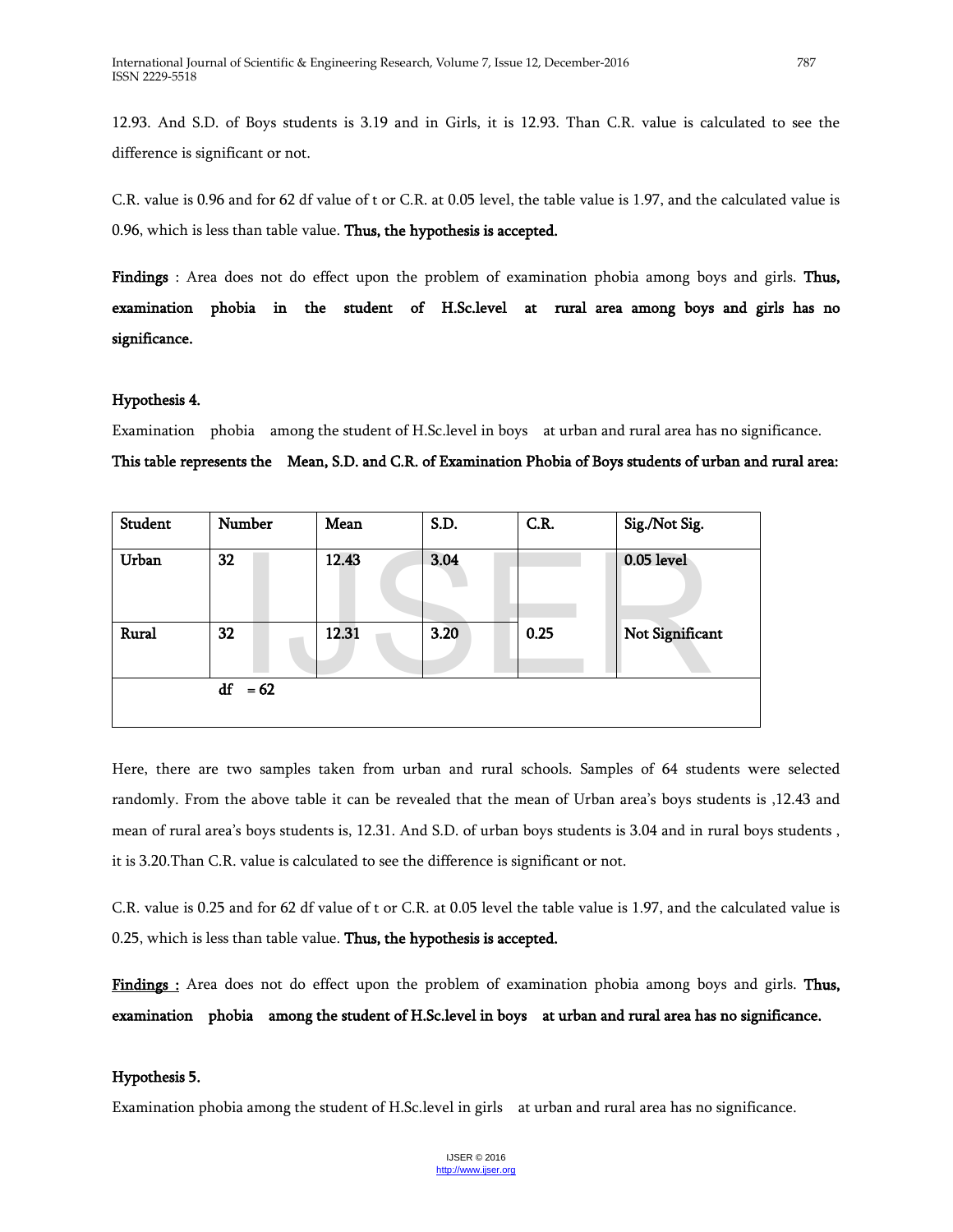12.93. And S.D. of Boys students is 3.19 and in Girls, it is 12.93. Than C.R. value is calculated to see the difference is significant or not.

C.R. value is 0.96 and for 62 df value of t or C.R. at 0.05 level, the table value is 1.97, and the calculated value is 0.96, which is less than table value. **Thus, the hypothesis is accepted.**

**Findings** : Area does not do effect upon the problem of examination phobia among boys and girls. **Thus, examination phobia in the student of H.Sc.level at rural area among boys and girls has no significance.**

**Hypothesis 4.**

Examination phobia among the student of H.Sc.level in boys at urban and rural area has no significance.

**This table represents the Mean, S.D. and C.R. of Examination Phobia of Boys students of urban and rural area:**

| Student | Number | Mean | S.D. | C.R. | Sig./Not Sig. |
|---|---|---|---|---|---|
| Urban | 32 | 12.43 | 3.04 | | 0.05 level |
| Rural | 32 | 12.31 | 3.20 | 0.25 | Not Significant |
| | df = 62 | | | | |

Here, there are two samples taken from urban and rural schools. Samples of 64 students were selected randomly. From the above table it can be revealed that the mean of Urban area's boys students is ,12.43 and mean of rural area's boys students is, 12.31. And S.D. of urban boys students is 3.04 and in rural boys students , it is 3.20.Than C.R. value is calculated to see the difference is significant or not.

C.R. value is 0.25 and for 62 df value of t or C.R. at 0.05 level the table value is 1.97, and the calculated value is 0.25, which is less than table value. **Thus, the hypothesis is accepted.**

**Findings :** Area does not do effect upon the problem of examination phobia among boys and girls. **Thus, examination phobia among the student of H.Sc.level in boys at urban and rural area has no significance.**

**Hypothesis 5.**

Examination phobia among the student of H.Sc.level in girls at urban and rural area has no significance.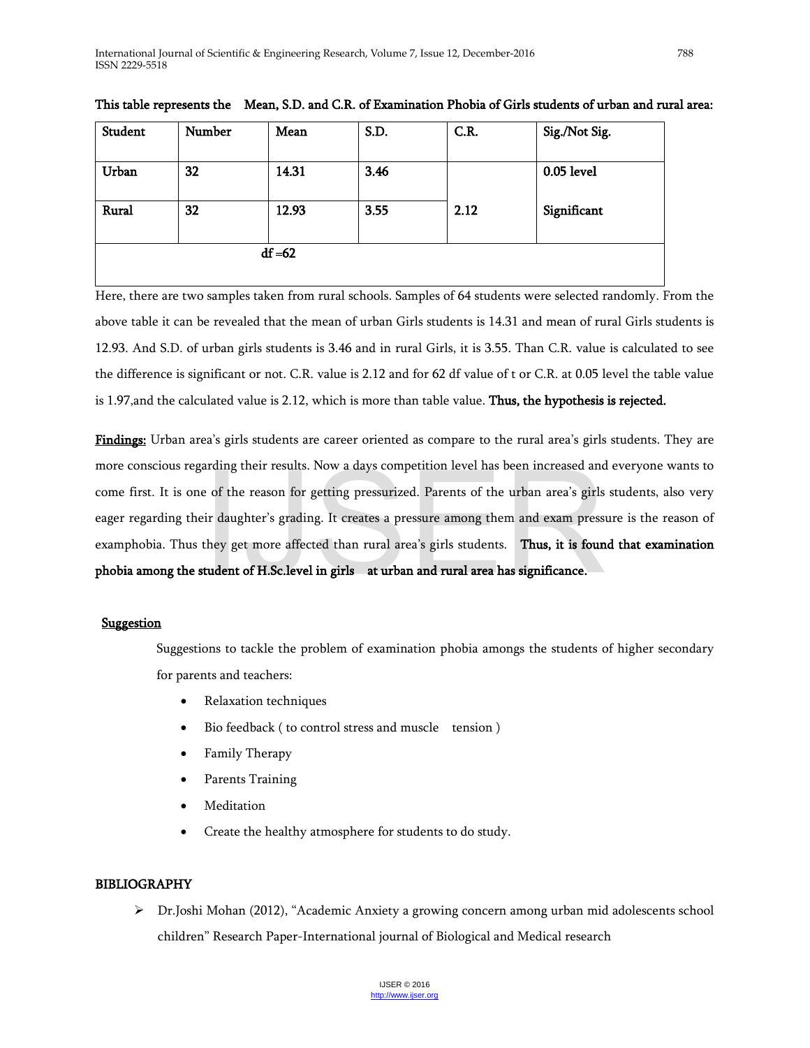**This table represents the Mean, S.D. and C.R. of Examination Phobia of Girls students of urban and rural area:**

| Student | Number | Mean | S.D. | C.R. | Sig./Not Sig. |
|---|---|---|---|---|---|
| Urban | 32 | 14.31 | 3.46 | 2.12 | 0.05 level |
| Rural | 32 | 12.93 | 3.55 | | Significant |
| df =62 | | | | | |

Here, there are two samples taken from rural schools. Samples of 64 students were selected randomly. From the above table it can be revealed that the mean of urban Girls students is 14.31 and mean of rural Girls students is 12.93. And S.D. of urban girls students is 3.46 and in rural Girls, it is 3.55. Than C.R. value is calculated to see the difference is significant or not. C.R. value is 2.12 and for 62 df value of t or C.R. at 0.05 level the table value is 1.97,and the calculated value is 2.12, which is more than table value. **Thus, the hypothesis is rejected.**

**Findings:** Urban area's girls students are career oriented as compare to the rural area's girls students. They are more conscious regarding their results. Now a days competition level has been increased and everyone wants to come first. It is one of the reason for getting pressurized. Parents of the urban area's girls students, also very eager regarding their daughter's grading. It creates a pressure among them and exam pressure is the reason of examphobia. Thus they get more affected than rural area's girls students. **Thus, it is found that examination phobia among the student of H.Sc.level in girls at urban and rural area has significance.**

## Suggestion

Suggestions to tackle the problem of examination phobia amongs the students of higher secondary for parents and teachers:

- Relaxation techniques
- Bio feedback ( to control stress and muscle tension )
- Family Therapy
- Parents Training
- Meditation
- Create the healthy atmosphere for students to do study.

## BIBLIOGRAPHY

- Dr.Joshi Mohan (2012), "Academic Anxiety a growing concern among urban mid adolescents school children" Research Paper-International journal of Biological and Medical research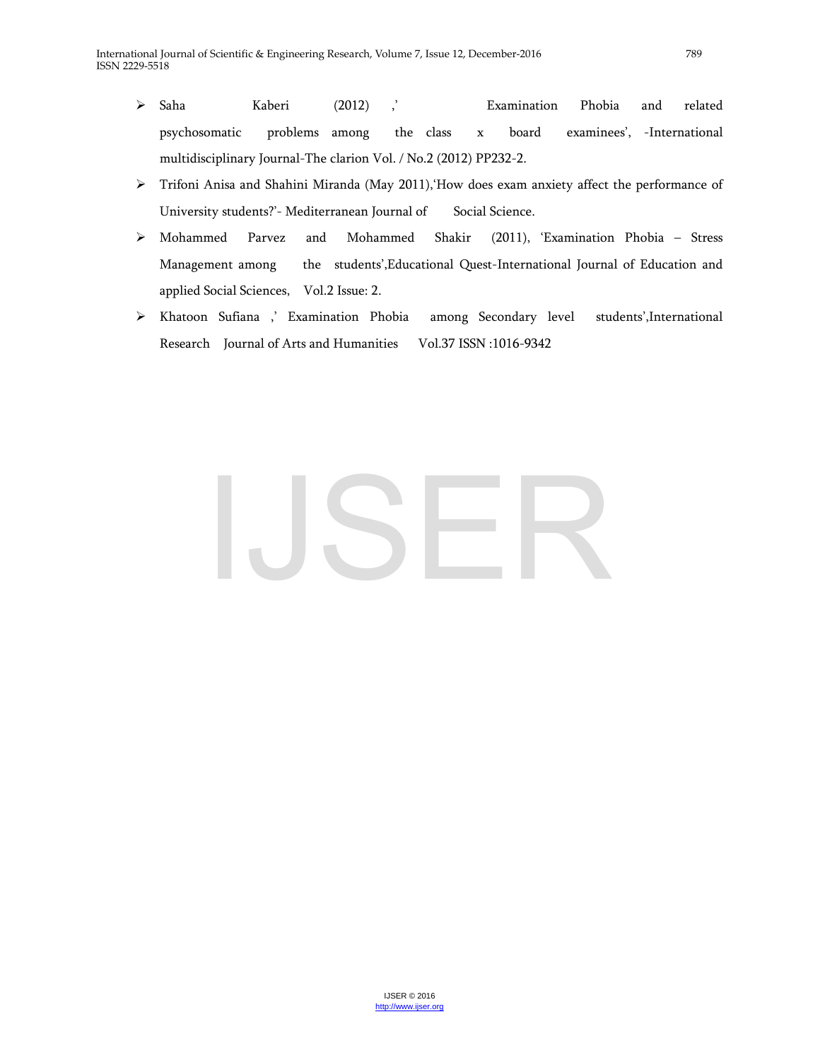- Saha Kaberi (2012) ,' Examination Phobia and related psychosomatic problems among the class x board examinees', -International multidisciplinary Journal-The clarion Vol. / No.2 (2012) PP232-2.
- Trifoni Anisa and Shahini Miranda (May 2011),'How does exam anxiety affect the performance of University students?'- Mediterranean Journal of Social Science.
- Mohammed Parvez and Mohammed Shakir (2011), 'Examination Phobia – Stress Management among the students',Educational Quest-International Journal of Education and applied Social Sciences, Vol.2 Issue: 2.
- Khatoon Sufiana ,' Examination Phobia among Secondary level students',International Research Journal of Arts and Humanities Vol.37 ISSN :1016-9342